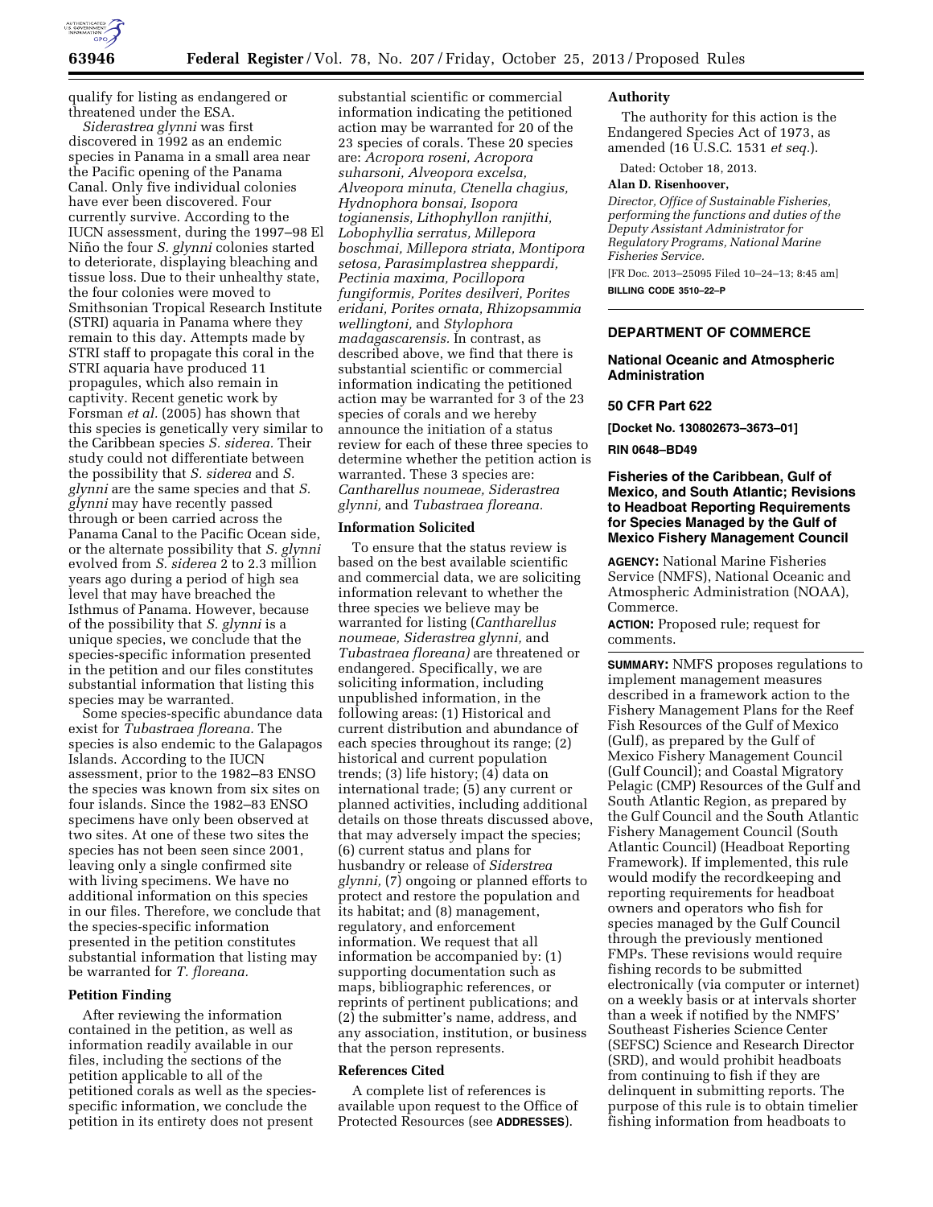qualify for listing as endangered or threatened under the ESA.

*Siderastrea glynni* was first discovered in 1992 as an endemic species in Panama in a small area near the Pacific opening of the Panama Canal. Only five individual colonies have ever been discovered. Four currently survive. According to the IUCN assessment, during the 1997–98 El Niño the four *S. glynni* colonies started to deteriorate, displaying bleaching and tissue loss. Due to their unhealthy state, the four colonies were moved to Smithsonian Tropical Research Institute (STRI) aquaria in Panama where they remain to this day. Attempts made by STRI staff to propagate this coral in the STRI aquaria have produced 11 propagules, which also remain in captivity. Recent genetic work by Forsman *et al.* (2005) has shown that this species is genetically very similar to the Caribbean species *S. siderea.* Their study could not differentiate between the possibility that *S. siderea* and *S. glynni* are the same species and that *S. glynni* may have recently passed through or been carried across the Panama Canal to the Pacific Ocean side, or the alternate possibility that *S. glynni* evolved from *S. siderea* 2 to 2.3 million years ago during a period of high sea level that may have breached the Isthmus of Panama. However, because of the possibility that *S. glynni* is a unique species, we conclude that the species-specific information presented in the petition and our files constitutes substantial information that listing this species may be warranted.

Some species-specific abundance data exist for *Tubastraea floreana.* The species is also endemic to the Galapagos Islands. According to the IUCN assessment, prior to the 1982–83 ENSO the species was known from six sites on four islands. Since the 1982–83 ENSO specimens have only been observed at two sites. At one of these two sites the species has not been seen since 2001, leaving only a single confirmed site with living specimens. We have no additional information on this species in our files. Therefore, we conclude that the species-specific information presented in the petition constitutes substantial information that listing may be warranted for *T. floreana.*

### Petition Finding

After reviewing the information contained in the petition, as well as information readily available in our files, including the sections of the petition applicable to all of the petitioned corals as well as the species-specific information, we conclude the petition in its entirety does not present substantial scientific or commercial information indicating the petitioned action may be warranted for 20 of the 23 species of corals. These 20 species are: *Acropora roseni, Acropora suharsoni, Alveopora excelsa, Alveopora minuta, Ctenella chagius, Hydnophora bonsai, Isopora togianensis, Lithophyllon ranjithi, Lobophyllia serratus, Millepora boschmai, Millepora striata, Montipora setosa, Parasimplastrea sheppardi, Pectinia maxima, Pocillopora fungiformis, Porites desilveri, Porites eridani, Porites ornata, Rhizopsammia wellingtoni,* and *Stylophora madagascarensis.* In contrast, as described above, we find that there is substantial scientific or commercial information indicating the petitioned action may be warranted for 3 of the 23 species of corals and we hereby announce the initiation of a status review for each of these three species to determine whether the petition action is warranted. These 3 species are: *Cantharellus noumeae, Siderastrea glynni,* and *Tubastraea floreana.*

### Information Solicited

To ensure that the status review is based on the best available scientific and commercial data, we are soliciting information relevant to whether the three species we believe may be warranted for listing (*Cantharellus noumeae, Siderastrea glynni,* and *Tubastraea floreana)* are threatened or endangered. Specifically, we are soliciting information, including unpublished information, in the following areas: (1) Historical and current distribution and abundance of each species throughout its range; (2) historical and current population trends; (3) life history; (4) data on international trade; (5) any current or planned activities, including additional details on those threats discussed above, that may adversely impact the species; (6) current status and plans for husbandry or release of *Siderstrea glynni,* (7) ongoing or planned efforts to protect and restore the population and its habitat; and (8) management, regulatory, and enforcement information. We request that all information be accompanied by: (1) supporting documentation such as maps, bibliographic references, or reprints of pertinent publications; and (2) the submitter's name, address, and any association, institution, or business that the person represents.

### References Cited

A complete list of references is available upon request to the Office of Protected Resources (see **ADDRESSES**).

### Authority

The authority for this action is the Endangered Species Act of 1973, as amended (16 U.S.C. 1531 *et seq.*).

Dated: October 18, 2013.

**Alan D. Risenhoover,**

*Director, Office of Sustainable Fisheries, performing the functions and duties of the Deputy Assistant Administrator for Regulatory Programs, National Marine Fisheries Service.*

[FR Doc. 2013–25095 Filed 10–24–13; 8:45 am]

**BILLING CODE 3510–22–P**

---

## DEPARTMENT OF COMMERCE

### National Oceanic and Atmospheric Administration

### 50 CFR Part 622

**[Docket No. 130802673–3673–01]**

**RIN 0648–BD49**

## Fisheries of the Caribbean, Gulf of Mexico, and South Atlantic; Revisions to Headboat Reporting Requirements for Species Managed by the Gulf of Mexico Fishery Management Council

**AGENCY:** National Marine Fisheries Service (NMFS), National Oceanic and Atmospheric Administration (NOAA), Commerce.

**ACTION:** Proposed rule; request for comments.

**SUMMARY:** NMFS proposes regulations to implement management measures described in a framework action to the Fishery Management Plans for the Reef Fish Resources of the Gulf of Mexico (Gulf), as prepared by the Gulf of Mexico Fishery Management Council (Gulf Council); and Coastal Migratory Pelagic (CMP) Resources of the Gulf and South Atlantic Region, as prepared by the Gulf Council and the South Atlantic Fishery Management Council (South Atlantic Council) (Headboat Reporting Framework). If implemented, this rule would modify the recordkeeping and reporting requirements for headboat owners and operators who fish for species managed by the Gulf Council through the previously mentioned FMPs. These revisions would require fishing records to be submitted electronically (via computer or internet) on a weekly basis or at intervals shorter than a week if notified by the NMFS' Southeast Fisheries Science Center (SEFSC) Science and Research Director (SRD), and would prohibit headboats from continuing to fish if they are delinquent in submitting reports. The purpose of this rule is to obtain timelier fishing information from headboats to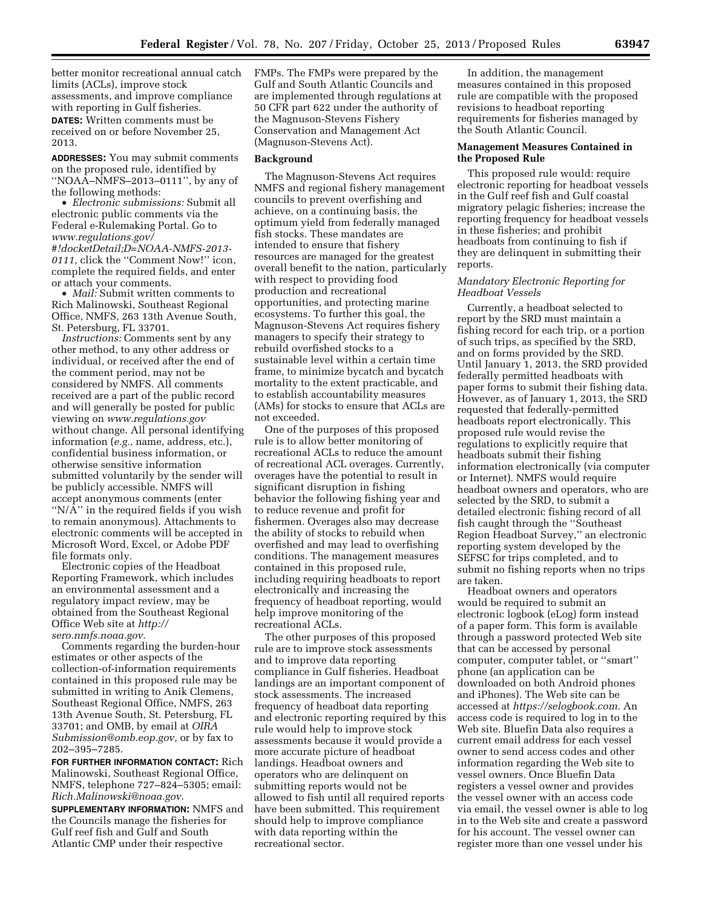better monitor recreational annual catch limits (ACLs), improve stock assessments, and improve compliance with reporting in Gulf fisheries.

**DATES:** Written comments must be received on or before November 25, 2013.

**ADDRESSES:** You may submit comments on the proposed rule, identified by ''NOAA–NMFS–2013–0111'', by any of the following methods:

- *Electronic submissions:* Submit all electronic public comments via the Federal e-Rulemaking Portal. Go to *www.regulations.gov/#!docketDetail;D=NOAA-NMFS-2013-0111,* click the ''Comment Now!'' icon, complete the required fields, and enter or attach your comments.
- *Mail:* Submit written comments to Rich Malinowski, Southeast Regional Office, NMFS, 263 13th Avenue South, St. Petersburg, FL 33701.

*Instructions:* Comments sent by any other method, to any other address or individual, or received after the end of the comment period, may not be considered by NMFS. All comments received are a part of the public record and will generally be posted for public viewing on *www.regulations.gov* without change. All personal identifying information (*e.g.,* name, address, etc.), confidential business information, or otherwise sensitive information submitted voluntarily by the sender will be publicly accessible. NMFS will accept anonymous comments (enter ''N/A'' in the required fields if you wish to remain anonymous). Attachments to electronic comments will be accepted in Microsoft Word, Excel, or Adobe PDF file formats only.

Electronic copies of the Headboat Reporting Framework, which includes an environmental assessment and a regulatory impact review, may be obtained from the Southeast Regional Office Web site at *http://sero.nmfs.noaa.gov.*

Comments regarding the burden-hour estimates or other aspects of the collection-of-information requirements contained in this proposed rule may be submitted in writing to Anik Clemens, Southeast Regional Office, NMFS, 263 13th Avenue South, St. Petersburg, FL 33701; and OMB, by email at *OIRA Submission@omb.eop.gov,* or by fax to 202–395–7285.

**FOR FURTHER INFORMATION CONTACT:** Rich Malinowski, Southeast Regional Office, NMFS, telephone 727–824–5305; email: *Rich.Malinowski@noaa.gov.*

**SUPPLEMENTARY INFORMATION:** NMFS and the Councils manage the fisheries for Gulf reef fish and Gulf and South Atlantic CMP under their respective FMPs. The FMPs were prepared by the Gulf and South Atlantic Councils and are implemented through regulations at 50 CFR part 622 under the authority of the Magnuson-Stevens Fishery Conservation and Management Act (Magnuson-Stevens Act).

## Background

The Magnuson-Stevens Act requires NMFS and regional fishery management councils to prevent overfishing and achieve, on a continuing basis, the optimum yield from federally managed fish stocks. These mandates are intended to ensure that fishery resources are managed for the greatest overall benefit to the nation, particularly with respect to providing food production and recreational opportunities, and protecting marine ecosystems. To further this goal, the Magnuson-Stevens Act requires fishery managers to specify their strategy to rebuild overfished stocks to a sustainable level within a certain time frame, to minimize bycatch and bycatch mortality to the extent practicable, and to establish accountability measures (AMs) for stocks to ensure that ACLs are not exceeded.

One of the purposes of this proposed rule is to allow better monitoring of recreational ACLs to reduce the amount of recreational ACL overages. Currently, overages have the potential to result in significant disruption in fishing behavior the following fishing year and to reduce revenue and profit for fishermen. Overages also may decrease the ability of stocks to rebuild when overfished and may lead to overfishing conditions. The management measures contained in this proposed rule, including requiring headboats to report electronically and increasing the frequency of headboat reporting, would help improve monitoring of the recreational ACLs.

The other purposes of this proposed rule are to improve stock assessments and to improve data reporting compliance in Gulf fisheries. Headboat landings are an important component of stock assessments. The increased frequency of headboat data reporting and electronic reporting required by this rule would help to improve stock assessments because it would provide a more accurate picture of headboat landings. Headboat owners and operators who are delinquent on submitting reports would not be allowed to fish until all required reports have been submitted. This requirement should help to improve compliance with data reporting within the recreational sector.

In addition, the management measures contained in this proposed rule are compatible with the proposed revisions to headboat reporting requirements for fisheries managed by the South Atlantic Council.

## Management Measures Contained in the Proposed Rule

This proposed rule would: require electronic reporting for headboat vessels in the Gulf reef fish and Gulf coastal migratory pelagic fisheries; increase the reporting frequency for headboat vessels in these fisheries; and prohibit headboats from continuing to fish if they are delinquent in submitting their reports.

### *Mandatory Electronic Reporting for Headboat Vessels*

Currently, a headboat selected to report by the SRD must maintain a fishing record for each trip, or a portion of such trips, as specified by the SRD, and on forms provided by the SRD. Until January 1, 2013, the SRD provided federally permitted headboats with paper forms to submit their fishing data. However, as of January 1, 2013, the SRD requested that federally-permitted headboats report electronically. This proposed rule would revise the regulations to explicitly require that headboats submit their fishing information electronically (via computer or Internet). NMFS would require headboat owners and operators, who are selected by the SRD, to submit a detailed electronic fishing record of all fish caught through the ''Southeast Region Headboat Survey,'' an electronic reporting system developed by the SEFSC for trips completed, and to submit no fishing reports when no trips are taken.

Headboat owners and operators would be required to submit an electronic logbook (eLog) form instead of a paper form. This form is available through a password protected Web site that can be accessed by personal computer, computer tablet, or ''smart'' phone (an application can be downloaded on both Android phones and iPhones). The Web site can be accessed at *https://selogbook.com.* An access code is required to log in to the Web site. Bluefin Data also requires a current email address for each vessel owner to send access codes and other information regarding the Web site to vessel owners. Once Bluefin Data registers a vessel owner and provides the vessel owner with an access code via email, the vessel owner is able to log in to the Web site and create a password for his account. The vessel owner can register more than one vessel under his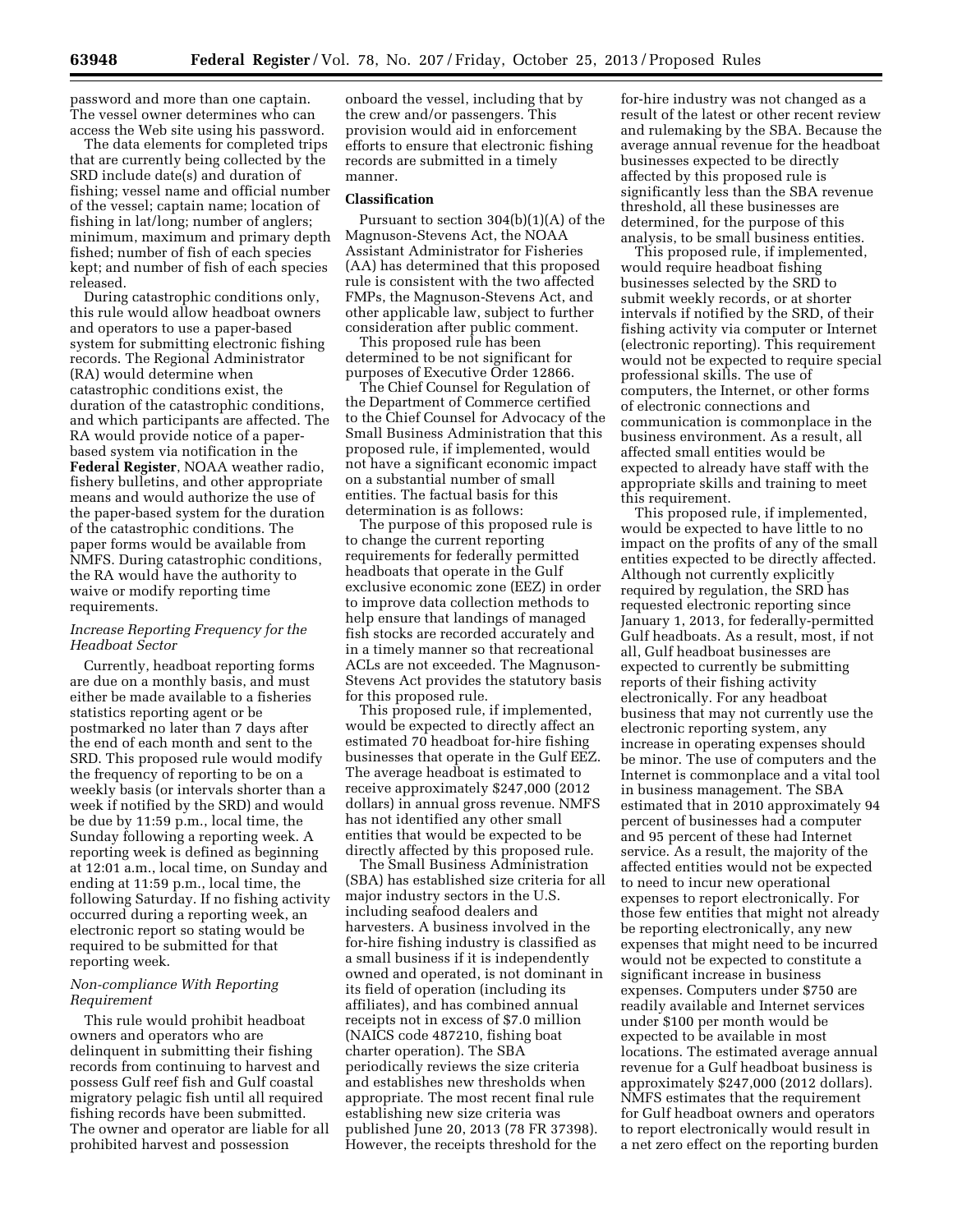password and more than one captain. The vessel owner determines who can access the Web site using his password.

The data elements for completed trips that are currently being collected by the SRD include date(s) and duration of fishing; vessel name and official number of the vessel; captain name; location of fishing in lat/long; number of anglers; minimum, maximum and primary depth fished; number of fish of each species kept; and number of fish of each species released.

During catastrophic conditions only, this rule would allow headboat owners and operators to use a paper-based system for submitting electronic fishing records. The Regional Administrator (RA) would determine when catastrophic conditions exist, the duration of the catastrophic conditions, and which participants are affected. The RA would provide notice of a paper-based system via notification in the **Federal Register**, NOAA weather radio, fishery bulletins, and other appropriate means and would authorize the use of the paper-based system for the duration of the catastrophic conditions. The paper forms would be available from NMFS. During catastrophic conditions, the RA would have the authority to waive or modify reporting time requirements.

### *Increase Reporting Frequency for the Headboat Sector*

Currently, headboat reporting forms are due on a monthly basis, and must either be made available to a fisheries statistics reporting agent or be postmarked no later than 7 days after the end of each month and sent to the SRD. This proposed rule would modify the frequency of reporting to be on a weekly basis (or intervals shorter than a week if notified by the SRD) and would be due by 11:59 p.m., local time, the Sunday following a reporting week. A reporting week is defined as beginning at 12:01 a.m., local time, on Sunday and ending at 11:59 p.m., local time, the following Saturday. If no fishing activity occurred during a reporting week, an electronic report so stating would be required to be submitted for that reporting week.

### *Non-compliance With Reporting Requirement*

This rule would prohibit headboat owners and operators who are delinquent in submitting their fishing records from continuing to harvest and possess Gulf reef fish and Gulf coastal migratory pelagic fish until all required fishing records have been submitted. The owner and operator are liable for all prohibited harvest and possession onboard the vessel, including that by the crew and/or passengers. This provision would aid in enforcement efforts to ensure that electronic fishing records are submitted in a timely manner.

## Classification

Pursuant to section 304(b)(1)(A) of the Magnuson-Stevens Act, the NOAA Assistant Administrator for Fisheries (AA) has determined that this proposed rule is consistent with the two affected FMPs, the Magnuson-Stevens Act, and other applicable law, subject to further consideration after public comment.

This proposed rule has been determined to be not significant for purposes of Executive Order 12866.

The Chief Counsel for Regulation of the Department of Commerce certified to the Chief Counsel for Advocacy of the Small Business Administration that this proposed rule, if implemented, would not have a significant economic impact on a substantial number of small entities. The factual basis for this determination is as follows:

The purpose of this proposed rule is to change the current reporting requirements for federally permitted headboats that operate in the Gulf exclusive economic zone (EEZ) in order to improve data collection methods to help ensure that landings of managed fish stocks are recorded accurately and in a timely manner so that recreational ACLs are not exceeded. The Magnuson-Stevens Act provides the statutory basis for this proposed rule.

This proposed rule, if implemented, would be expected to directly affect an estimated 70 headboat for-hire fishing businesses that operate in the Gulf EEZ. The average headboat is estimated to receive approximately $247,000 (2012 dollars) in annual gross revenue. NMFS has not identified any other small entities that would be expected to be directly affected by this proposed rule.

The Small Business Administration (SBA) has established size criteria for all major industry sectors in the U.S. including seafood dealers and harvesters. A business involved in the for-hire fishing industry is classified as a small business if it is independently owned and operated, is not dominant in its field of operation (including its affiliates), and has combined annual receipts not in excess of $7.0 million (NAICS code 487210, fishing boat charter operation). The SBA periodically reviews the size criteria and establishes new thresholds when appropriate. The most recent final rule establishing new size criteria was published June 20, 2013 (78 FR 37398). However, the receipts threshold for the for-hire industry was not changed as a result of the latest or other recent review and rulemaking by the SBA. Because the average annual revenue for the headboat businesses expected to be directly affected by this proposed rule is significantly less than the SBA revenue threshold, all these businesses are determined, for the purpose of this analysis, to be small business entities.

This proposed rule, if implemented, would require headboat fishing businesses selected by the SRD to submit weekly records, or at shorter intervals if notified by the SRD, of their fishing activity via computer or Internet (electronic reporting). This requirement would not be expected to require special professional skills. The use of computers, the Internet, or other forms of electronic connections and communication is commonplace in the business environment. As a result, all affected small entities would be expected to already have staff with the appropriate skills and training to meet this requirement.

This proposed rule, if implemented, would be expected to have little to no impact on the profits of any of the small entities expected to be directly affected. Although not currently explicitly required by regulation, the SRD has requested electronic reporting since January 1, 2013, for federally-permitted Gulf headboats. As a result, most, if not all, Gulf headboat businesses are expected to currently be submitting reports of their fishing activity electronically. For any headboat business that may not currently use the electronic reporting system, any increase in operating expenses should be minor. The use of computers and the Internet is commonplace and a vital tool in business management. The SBA estimated that in 2010 approximately 94 percent of businesses had a computer and 95 percent of these had Internet service. As a result, the majority of the affected entities would not be expected to need to incur new operational expenses to report electronically. For those few entities that might not already be reporting electronically, any new expenses that might need to be incurred would not be expected to constitute a significant increase in business expenses. Computers under $750 are readily available and Internet services under $100 per month would be expected to be available in most locations. The estimated average annual revenue for a Gulf headboat business is approximately $247,000 (2012 dollars). NMFS estimates that the requirement for Gulf headboat owners and operators to report electronically would result in a net zero effect on the reporting burden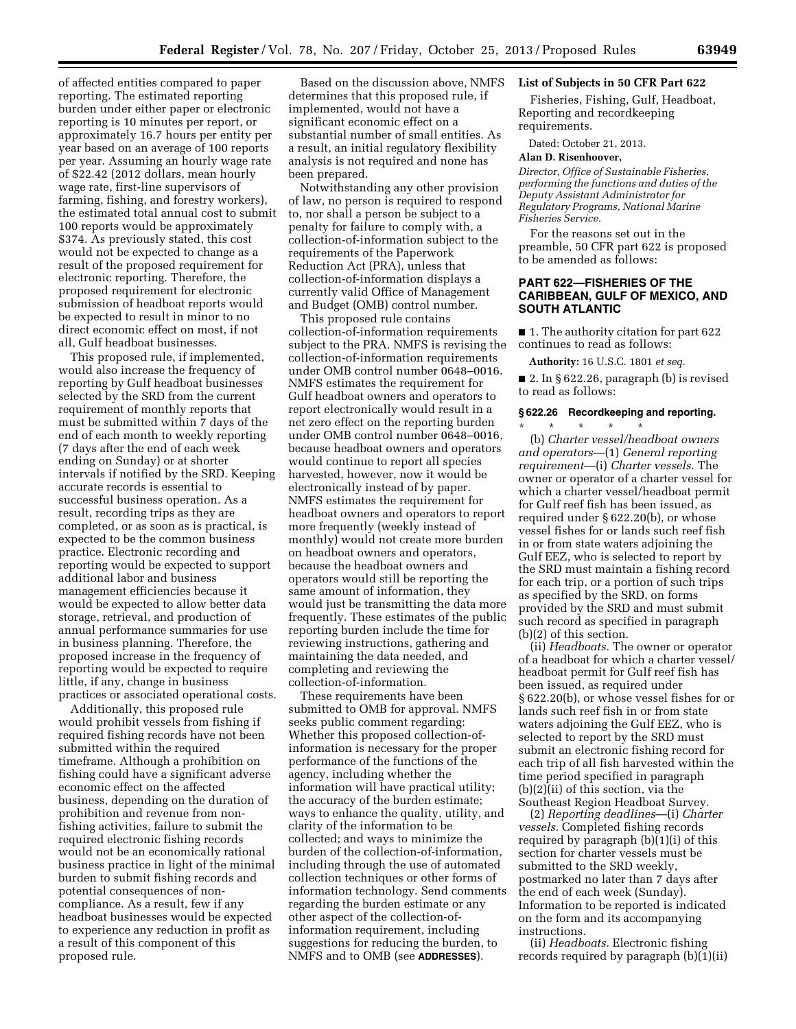of affected entities compared to paper reporting. The estimated reporting burden under either paper or electronic reporting is 10 minutes per report, or approximately 16.7 hours per entity per year based on an average of 100 reports per year. Assuming an hourly wage rate of $22.42 (2012 dollars, mean hourly wage rate, first-line supervisors of farming, fishing, and forestry workers), the estimated total annual cost to submit 100 reports would be approximately $374. As previously stated, this cost would not be expected to change as a result of the proposed requirement for electronic reporting. Therefore, the proposed requirement for electronic submission of headboat reports would be expected to result in minor to no direct economic effect on most, if not all, Gulf headboat businesses.

This proposed rule, if implemented, would also increase the frequency of reporting by Gulf headboat businesses selected by the SRD from the current requirement of monthly reports that must be submitted within 7 days of the end of each month to weekly reporting (7 days after the end of each week ending on Sunday) or at shorter intervals if notified by the SRD. Keeping accurate records is essential to successful business operation. As a result, recording trips as they are completed, or as soon as is practical, is expected to be the common business practice. Electronic recording and reporting would be expected to support additional labor and business management efficiencies because it would be expected to allow better data storage, retrieval, and production of annual performance summaries for use in business planning. Therefore, the proposed increase in the frequency of reporting would be expected to require little, if any, change in business practices or associated operational costs.

Additionally, this proposed rule would prohibit vessels from fishing if required fishing records have not been submitted within the required timeframe. Although a prohibition on fishing could have a significant adverse economic effect on the affected business, depending on the duration of prohibition and revenue from non-fishing activities, failure to submit the required electronic fishing records would not be an economically rational business practice in light of the minimal burden to submit fishing records and potential consequences of non-compliance. As a result, few if any headboat businesses would be expected to experience any reduction in profit as a result of this component of this proposed rule.

Based on the discussion above, NMFS determines that this proposed rule, if implemented, would not have a significant economic effect on a substantial number of small entities. As a result, an initial regulatory flexibility analysis is not required and none has been prepared.

Notwithstanding any other provision of law, no person is required to respond to, nor shall a person be subject to a penalty for failure to comply with, a collection-of-information subject to the requirements of the Paperwork Reduction Act (PRA), unless that collection-of-information displays a currently valid Office of Management and Budget (OMB) control number.

This proposed rule contains collection-of-information requirements subject to the PRA. NMFS is revising the collection-of-information requirements under OMB control number 0648–0016. NMFS estimates the requirement for Gulf headboat owners and operators to report electronically would result in a net zero effect on the reporting burden under OMB control number 0648–0016, because headboat owners and operators would continue to report all species harvested, however, now it would be electronically instead of by paper. NMFS estimates the requirement for headboat owners and operators to report more frequently (weekly instead of monthly) would not create more burden on headboat owners and operators, because the headboat owners and operators would still be reporting the same amount of information, they would just be transmitting the data more frequently. These estimates of the public reporting burden include the time for reviewing instructions, gathering and maintaining the data needed, and completing and reviewing the collection-of-information.

These requirements have been submitted to OMB for approval. NMFS seeks public comment regarding: Whether this proposed collection-of-information is necessary for the proper performance of the functions of the agency, including whether the information will have practical utility; the accuracy of the burden estimate; ways to enhance the quality, utility, and clarity of the information to be collected; and ways to minimize the burden of the collection-of-information, including through the use of automated collection techniques or other forms of information technology. Send comments regarding the burden estimate or any other aspect of the collection-of-information requirement, including suggestions for reducing the burden, to NMFS and to OMB (see **ADDRESSES**).

### List of Subjects in 50 CFR Part 622

Fisheries, Fishing, Gulf, Headboat, Reporting and recordkeeping requirements.

Dated: October 21, 2013.

**Alan D. Risenhoover,**

*Director, Office of Sustainable Fisheries, performing the functions and duties of the Deputy Assistant Administrator for Regulatory Programs, National Marine Fisheries Service.*

For the reasons set out in the preamble, 50 CFR part 622 is proposed to be amended as follows:

## PART 622—FISHERIES OF THE CARIBBEAN, GULF OF MEXICO, AND SOUTH ATLANTIC

■ 1. The authority citation for part 622 continues to read as follows:

**Authority:** 16 U.S.C. 1801 *et seq.*

■ 2. In § 622.26, paragraph (b) is revised to read as follows:

### § 622.26 Recordkeeping and reporting.

\* \* \* \* \*

(b) *Charter vessel/headboat owners and operators*—(1) *General reporting requirement*—(i) *Charter vessels.* The owner or operator of a charter vessel for which a charter vessel/headboat permit for Gulf reef fish has been issued, as required under § 622.20(b), or whose vessel fishes for or lands such reef fish in or from state waters adjoining the Gulf EEZ, who is selected to report by the SRD must maintain a fishing record for each trip, or a portion of such trips as specified by the SRD, on forms provided by the SRD and must submit such record as specified in paragraph (b)(2) of this section.

(ii) *Headboats.* The owner or operator of a headboat for which a charter vessel/headboat permit for Gulf reef fish has been issued, as required under § 622.20(b), or whose vessel fishes for or lands such reef fish in or from state waters adjoining the Gulf EEZ, who is selected to report by the SRD must submit an electronic fishing record for each trip of all fish harvested within the time period specified in paragraph (b)(2)(ii) of this section, via the Southeast Region Headboat Survey.

(2) *Reporting deadlines*—(i) *Charter vessels.* Completed fishing records required by paragraph (b)(1)(i) of this section for charter vessels must be submitted to the SRD weekly, postmarked no later than 7 days after the end of each week (Sunday). Information to be reported is indicated on the form and its accompanying instructions.

(ii) *Headboats.* Electronic fishing records required by paragraph (b)(1)(ii)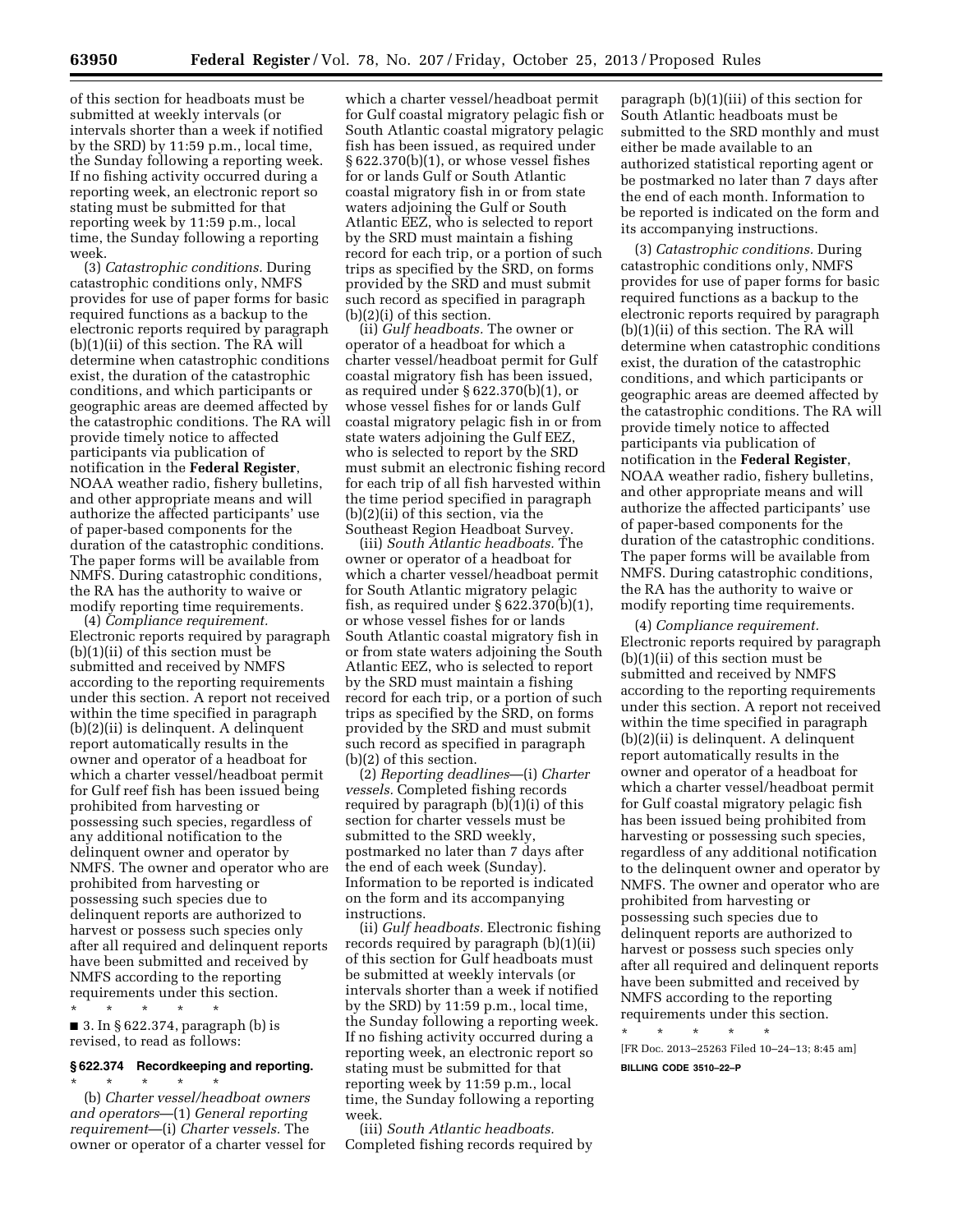of this section for headboats must be submitted at weekly intervals (or intervals shorter than a week if notified by the SRD) by 11:59 p.m., local time, the Sunday following a reporting week. If no fishing activity occurred during a reporting week, an electronic report so stating must be submitted for that reporting week by 11:59 p.m., local time, the Sunday following a reporting week.

(3) *Catastrophic conditions.* During catastrophic conditions only, NMFS provides for use of paper forms for basic required functions as a backup to the electronic reports required by paragraph (b)(1)(ii) of this section. The RA will determine when catastrophic conditions exist, the duration of the catastrophic conditions, and which participants or geographic areas are deemed affected by the catastrophic conditions. The RA will provide timely notice to affected participants via publication of notification in the **Federal Register**, NOAA weather radio, fishery bulletins, and other appropriate means and will authorize the affected participants' use of paper-based components for the duration of the catastrophic conditions. The paper forms will be available from NMFS. During catastrophic conditions, the RA has the authority to waive or modify reporting time requirements.

(4) *Compliance requirement.* Electronic reports required by paragraph (b)(1)(ii) of this section must be submitted and received by NMFS according to the reporting requirements under this section. A report not received within the time specified in paragraph (b)(2)(ii) is delinquent. A delinquent report automatically results in the owner and operator of a headboat for which a charter vessel/headboat permit for Gulf reef fish has been issued being prohibited from harvesting or possessing such species, regardless of any additional notification to the delinquent owner and operator by NMFS. The owner and operator who are prohibited from harvesting or possessing such species due to delinquent reports are authorized to harvest or possess such species only after all required and delinquent reports have been submitted and received by NMFS according to the reporting requirements under this section.

\* \* \* \* \*

■ 3. In § 622.374, paragraph (b) is revised, to read as follows:

### § 622.374 Recordkeeping and reporting.

\* \* \* \* \*

(b) *Charter vessel/headboat owners and operators*—(1) *General reporting requirement*—(i) *Charter vessels.* The owner or operator of a charter vessel for which a charter vessel/headboat permit for Gulf coastal migratory pelagic fish or South Atlantic coastal migratory pelagic fish has been issued, as required under § 622.370(b)(1), or whose vessel fishes for or lands Gulf or South Atlantic coastal migratory fish in or from state waters adjoining the Gulf or South Atlantic EEZ, who is selected to report by the SRD must maintain a fishing record for each trip, or a portion of such trips as specified by the SRD, on forms provided by the SRD and must submit such record as specified in paragraph (b)(2)(i) of this section.

(ii) *Gulf headboats.* The owner or operator of a headboat for which a charter vessel/headboat permit for Gulf coastal migratory fish has been issued, as required under § 622.370(b)(1), or whose vessel fishes for or lands Gulf coastal migratory pelagic fish in or from state waters adjoining the Gulf EEZ, who is selected to report by the SRD must submit an electronic fishing record for each trip of all fish harvested within the time period specified in paragraph (b)(2)(ii) of this section, via the Southeast Region Headboat Survey.

(iii) *South Atlantic headboats.* The owner or operator of a headboat for which a charter vessel/headboat permit for South Atlantic migratory pelagic fish, as required under § 622.370(b)(1), or whose vessel fishes for or lands South Atlantic coastal migratory fish in or from state waters adjoining the South Atlantic EEZ, who is selected to report by the SRD must maintain a fishing record for each trip, or a portion of such trips as specified by the SRD, on forms provided by the SRD and must submit such record as specified in paragraph (b)(2) of this section.

(2) *Reporting deadlines*—(i) *Charter vessels.* Completed fishing records required by paragraph (b)(1)(i) of this section for charter vessels must be submitted to the SRD weekly, postmarked no later than 7 days after the end of each week (Sunday). Information to be reported is indicated on the form and its accompanying instructions.

(ii) *Gulf headboats.* Electronic fishing records required by paragraph (b)(1)(ii) of this section for Gulf headboats must be submitted at weekly intervals (or intervals shorter than a week if notified by the SRD) by 11:59 p.m., local time, the Sunday following a reporting week. If no fishing activity occurred during a reporting week, an electronic report so stating must be submitted for that reporting week by 11:59 p.m., local time, the Sunday following a reporting week.

(iii) *South Atlantic headboats.* Completed fishing records required by paragraph (b)(1)(iii) of this section for South Atlantic headboats must be submitted to the SRD monthly and must either be made available to an authorized statistical reporting agent or be postmarked no later than 7 days after the end of each month. Information to be reported is indicated on the form and its accompanying instructions.

(3) *Catastrophic conditions.* During catastrophic conditions only, NMFS provides for use of paper forms for basic required functions as a backup to the electronic reports required by paragraph (b)(1)(ii) of this section. The RA will determine when catastrophic conditions exist, the duration of the catastrophic conditions, and which participants or geographic areas are deemed affected by the catastrophic conditions. The RA will provide timely notice to affected participants via publication of notification in the **Federal Register**, NOAA weather radio, fishery bulletins, and other appropriate means and will authorize the affected participants' use of paper-based components for the duration of the catastrophic conditions. The paper forms will be available from NMFS. During catastrophic conditions, the RA has the authority to waive or modify reporting time requirements.

(4) *Compliance requirement.* Electronic reports required by paragraph (b)(1)(ii) of this section must be submitted and received by NMFS according to the reporting requirements under this section. A report not received within the time specified in paragraph (b)(2)(ii) is delinquent. A delinquent report automatically results in the owner and operator of a headboat for which a charter vessel/headboat permit for Gulf coastal migratory pelagic fish has been issued being prohibited from harvesting or possessing such species, regardless of any additional notification to the delinquent owner and operator by NMFS. The owner and operator who are prohibited from harvesting or possessing such species due to delinquent reports are authorized to harvest or possess such species only after all required and delinquent reports have been submitted and received by NMFS according to the reporting requirements under this section.

\* \* \* \* \*

[FR Doc. 2013–25263 Filed 10–24–13; 8:45 am]

**BILLING CODE 3510–22–P**